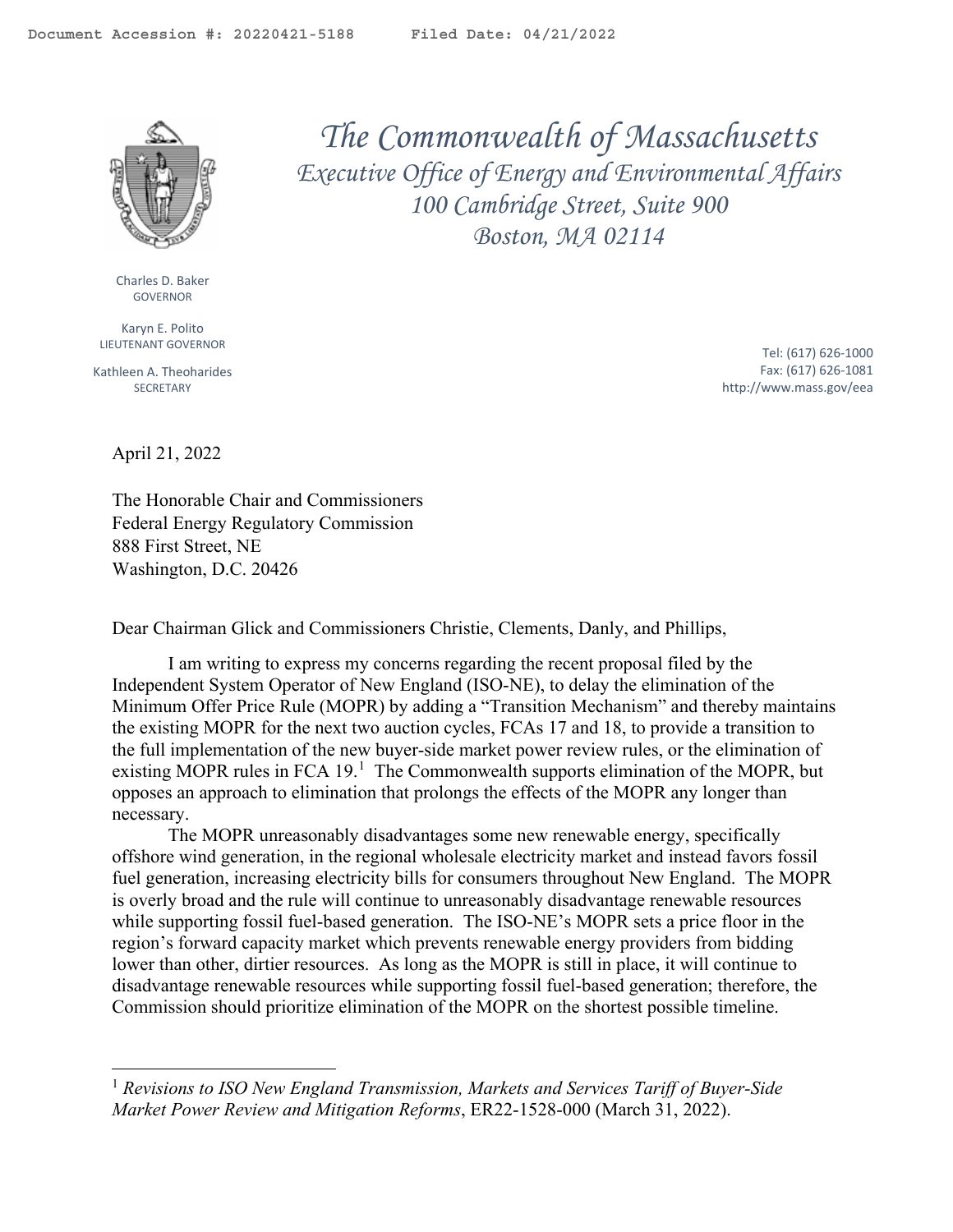Document Accession #: 20220421-5188 Filed Date: 04/21/2022

# *The Commonwealth of Massachusetts*

### *Executive Office of Energy and Environmental Affairs*
### *100 Cambridge Street, Suite 900*
### *Boston, MA 02114*

Charles D. Baker
GOVERNOR

Karyn E. Polito
LIEUTENANT GOVERNOR

Kathleen A. Theoharides
SECRETARY

Tel: (617) 626-1000
Fax: (617) 626-1081
http://www.mass.gov/eea

April 21, 2022

The Honorable Chair and Commissioners
Federal Energy Regulatory Commission
888 First Street, NE
Washington, D.C. 20426

Dear Chairman Glick and Commissioners Christie, Clements, Danly, and Phillips,

I am writing to express my concerns regarding the recent proposal filed by the Independent System Operator of New England (ISO-NE), to delay the elimination of the Minimum Offer Price Rule (MOPR) by adding a "Transition Mechanism" and thereby maintains the existing MOPR for the next two auction cycles, FCAs 17 and 18, to provide a transition to the full implementation of the new buyer-side market power review rules, or the elimination of existing MOPR rules in FCA 19.[1] The Commonwealth supports elimination of the MOPR, but opposes an approach to elimination that prolongs the effects of the MOPR any longer than necessary.

The MOPR unreasonably disadvantages some new renewable energy, specifically offshore wind generation, in the regional wholesale electricity market and instead favors fossil fuel generation, increasing electricity bills for consumers throughout New England. The MOPR is overly broad and the rule will continue to unreasonably disadvantage renewable resources while supporting fossil fuel-based generation. The ISO-NE's MOPR sets a price floor in the region's forward capacity market which prevents renewable energy providers from bidding lower than other, dirtier resources. As long as the MOPR is still in place, it will continue to disadvantage renewable resources while supporting fossil fuel-based generation; therefore, the Commission should prioritize elimination of the MOPR on the shortest possible timeline.

---

[1] *Revisions to ISO New England Transmission, Markets and Services Tariff of Buyer-Side Market Power Review and Mitigation Reforms*, ER22-1528-000 (March 31, 2022).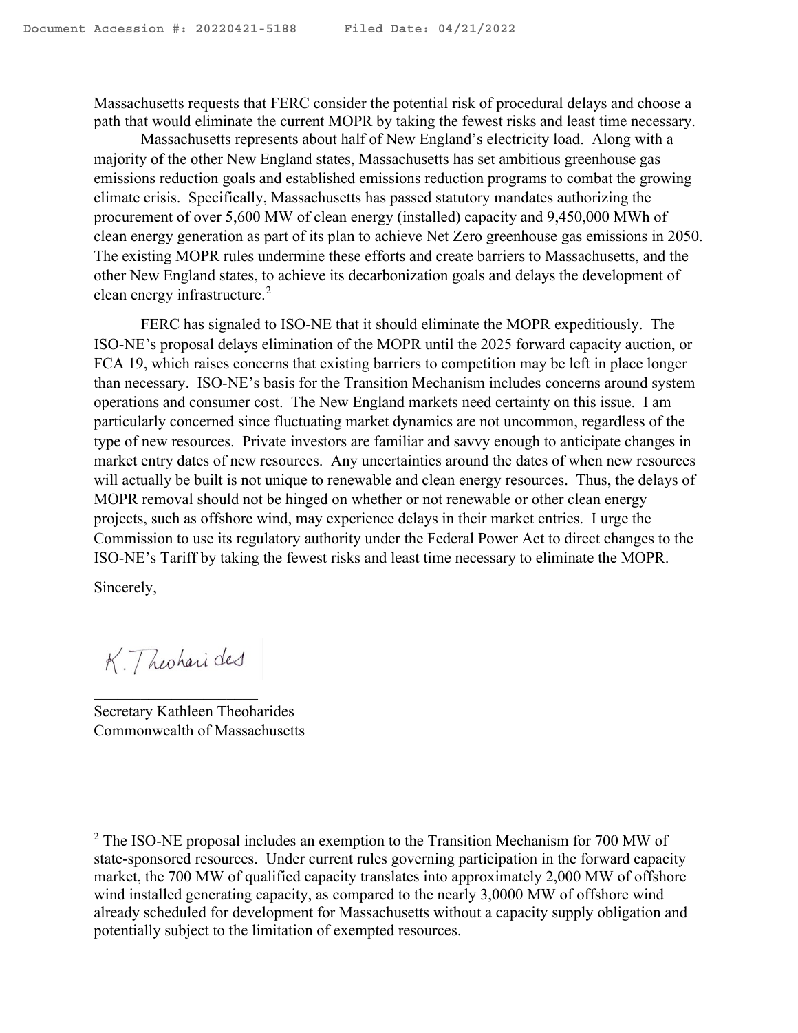Massachusetts requests that FERC consider the potential risk of procedural delays and choose a path that would eliminate the current MOPR by taking the fewest risks and least time necessary.

Massachusetts represents about half of New England's electricity load. Along with a majority of the other New England states, Massachusetts has set ambitious greenhouse gas emissions reduction goals and established emissions reduction programs to combat the growing climate crisis. Specifically, Massachusetts has passed statutory mandates authorizing the procurement of over 5,600 MW of clean energy (installed) capacity and 9,450,000 MWh of clean energy generation as part of its plan to achieve Net Zero greenhouse gas emissions in 2050. The existing MOPR rules undermine these efforts and create barriers to Massachusetts, and the other New England states, to achieve its decarbonization goals and delays the development of clean energy infrastructure.[2]

FERC has signaled to ISO-NE that it should eliminate the MOPR expeditiously. The ISO-NE's proposal delays elimination of the MOPR until the 2025 forward capacity auction, or FCA 19, which raises concerns that existing barriers to competition may be left in place longer than necessary. ISO-NE's basis for the Transition Mechanism includes concerns around system operations and consumer cost. The New England markets need certainty on this issue. I am particularly concerned since fluctuating market dynamics are not uncommon, regardless of the type of new resources. Private investors are familiar and savvy enough to anticipate changes in market entry dates of new resources. Any uncertainties around the dates of when new resources will actually be built is not unique to renewable and clean energy resources. Thus, the delays of MOPR removal should not be hinged on whether or not renewable or other clean energy projects, such as offshore wind, may experience delays in their market entries. I urge the Commission to use its regulatory authority under the Federal Power Act to direct changes to the ISO-NE's Tariff by taking the fewest risks and least time necessary to eliminate the MOPR.

Sincerely,

K. Theoharides

Secretary Kathleen Theoharides
Commonwealth of Massachusetts

---

[2] The ISO-NE proposal includes an exemption to the Transition Mechanism for 700 MW of state-sponsored resources. Under current rules governing participation in the forward capacity market, the 700 MW of qualified capacity translates into approximately 2,000 MW of offshore wind installed generating capacity, as compared to the nearly 3,0000 MW of offshore wind already scheduled for development for Massachusetts without a capacity supply obligation and potentially subject to the limitation of exempted resources.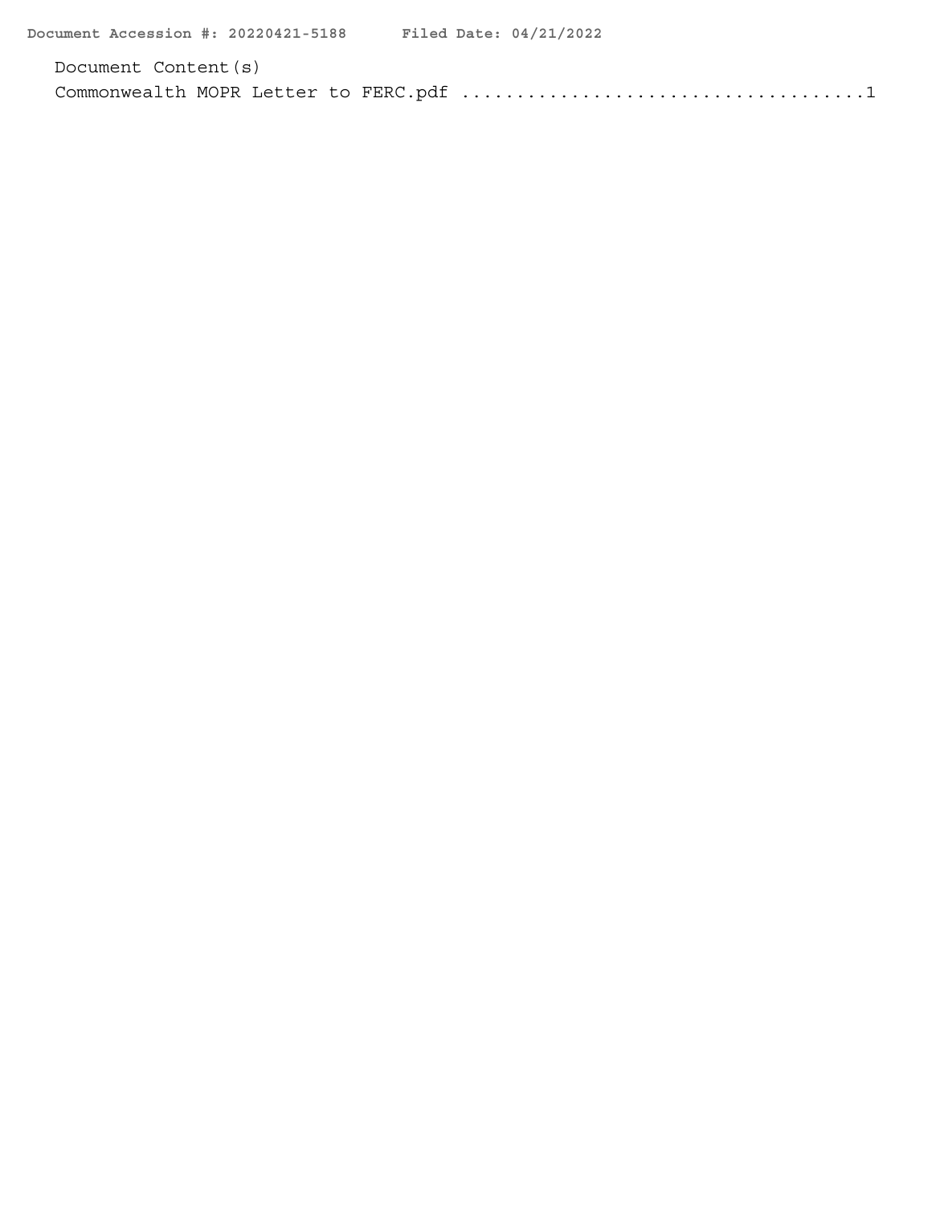Document Accession #: 20220421-5188 Filed Date: 04/21/2022

Document Content(s)

Commonwealth MOPR Letter to FERC.pdf ....................................1